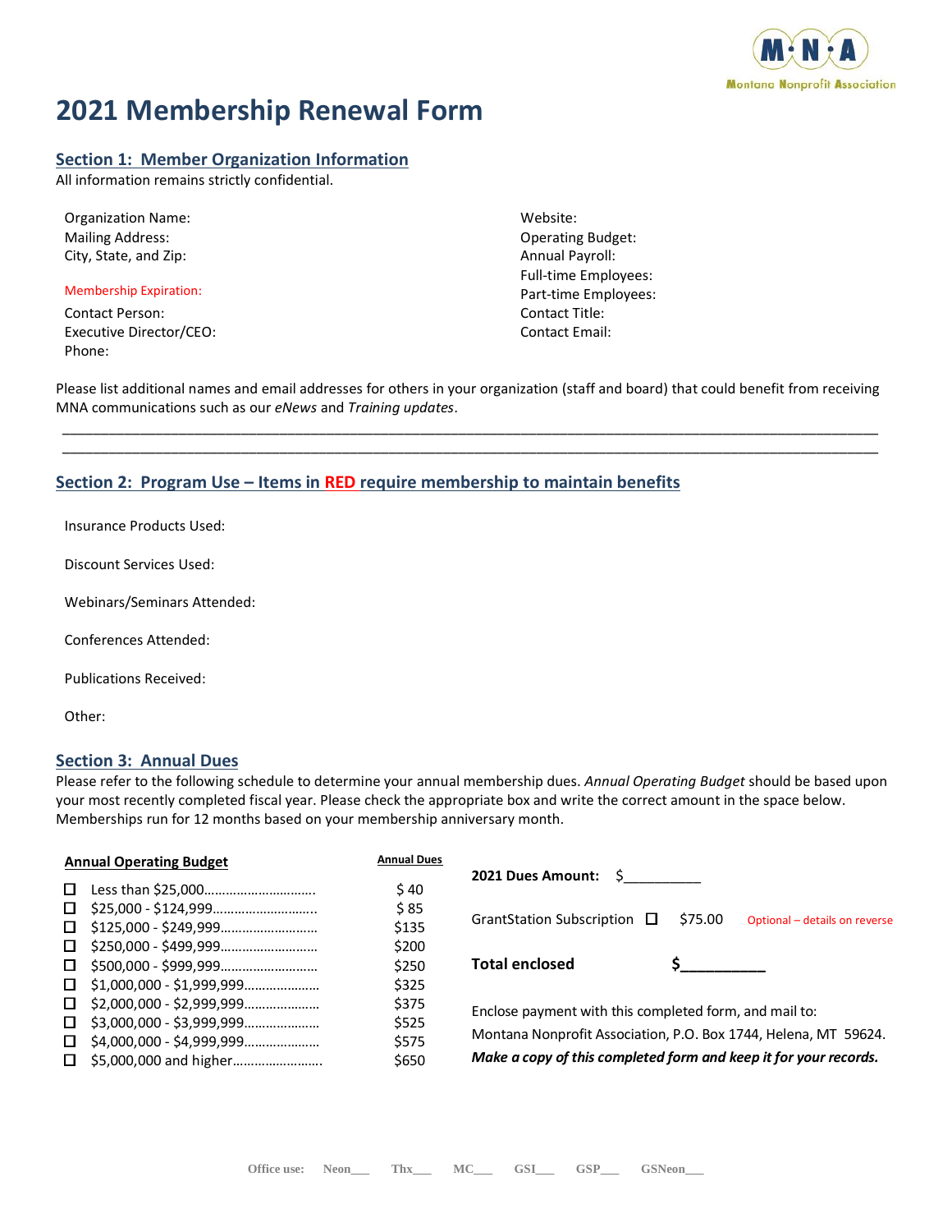Montana Nonprofit Association

# 2021 Membership Renewal Form

## Section 1: Member Organization Information

All information remains strictly confidential.

Organization Name:
Mailing Address:
City, State, and Zip:

Membership Expiration:

Contact Person:
Executive Director/CEO:
Phone:

Website:
Operating Budget:
Annual Payroll:
Full-time Employees:
Part-time Employees:
Contact Title:
Contact Email:

Please list additional names and email addresses for others in your organization (staff and board) that could benefit from receiving MNA communications such as our *eNews* and *Training updates*.

\_\_\_\_\_\_\_\_\_\_\_\_\_\_\_\_\_\_\_\_\_\_\_\_\_\_\_\_\_\_\_\_\_\_\_\_\_\_\_\_\_\_\_\_\_\_\_\_\_\_\_\_\_\_\_\_\_\_\_\_\_\_\_\_\_\_\_\_\_\_\_\_\_\_\_\_\_\_\_\_\_\_\_\_\_\_\_\_\_\_\_\_

\_\_\_\_\_\_\_\_\_\_\_\_\_\_\_\_\_\_\_\_\_\_\_\_\_\_\_\_\_\_\_\_\_\_\_\_\_\_\_\_\_\_\_\_\_\_\_\_\_\_\_\_\_\_\_\_\_\_\_\_\_\_\_\_\_\_\_\_\_\_\_\_\_\_\_\_\_\_\_\_\_\_\_\_\_\_\_\_\_\_\_\_

## Section 2: Program Use – Items in RED require membership to maintain benefits

Insurance Products Used:

Discount Services Used:

Webinars/Seminars Attended:

Conferences Attended:

Publications Received:

Other:

## Section 3: Annual Dues

Please refer to the following schedule to determine your annual membership dues. *Annual Operating Budget* should be based upon your most recently completed fiscal year. Please check the appropriate box and write the correct amount in the space below. Memberships run for 12 months based on your membership anniversary month.

| Annual Operating Budget | Annual Dues |
|---|---|
| ☐ Less than $25,000 | $ 40 |
| ☐ $25,000 - $124,999 | $ 85 |
| ☐ $125,000 - $249,999 | $135 |
| ☐ $250,000 - $499,999 | $200 |
| ☐ $500,000 - $999,999 | $250 |
| ☐ $1,000,000 - $1,999,999 | $325 |
| ☐ $2,000,000 - $2,999,999 | $375 |
| ☐ $3,000,000 - $3,999,999 | $525 |
| ☐ $4,000,000 - $4,999,999 | $575 |
| ☐ $5,000,000 and higher | $650 |

**2021 Dues Amount:** $\_\_\_\_\_\_\_\_\_\_

GrantStation Subscription ☐ $75.00 Optional – details on reverse

**Total enclosed** **$\_\_\_\_\_\_\_\_\_\_**

Enclose payment with this completed form, and mail to:
Montana Nonprofit Association, P.O. Box 1744, Helena, MT 59624.
***Make a copy of this completed form and keep it for your records.***

Office use: Neon\_\_\_ Thx\_\_\_ MC\_\_\_ GSI\_\_\_ GSP\_\_\_ GSNeon\_\_\_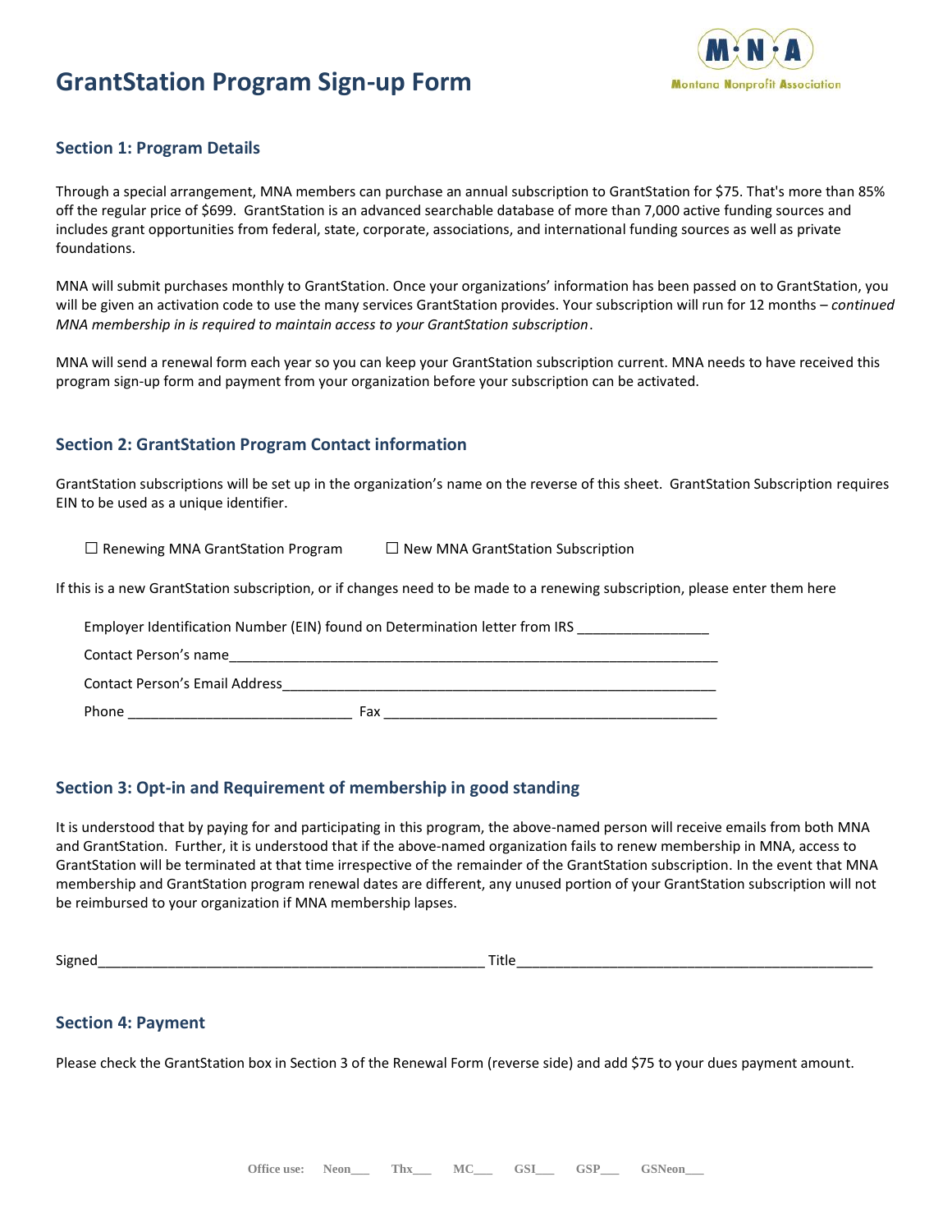# GrantStation Program Sign-up Form

Montana Nonprofit Association

## Section 1: Program Details

Through a special arrangement, MNA members can purchase an annual subscription to GrantStation for $75. That's more than 85% off the regular price of $699. GrantStation is an advanced searchable database of more than 7,000 active funding sources and includes grant opportunities from federal, state, corporate, associations, and international funding sources as well as private foundations.

MNA will submit purchases monthly to GrantStation. Once your organizations' information has been passed on to GrantStation, you will be given an activation code to use the many services GrantStation provides. Your subscription will run for 12 months – *continued MNA membership in is required to maintain access to your GrantStation subscription*.

MNA will send a renewal form each year so you can keep your GrantStation subscription current. MNA needs to have received this program sign-up form and payment from your organization before your subscription can be activated.

## Section 2: GrantStation Program Contact information

GrantStation subscriptions will be set up in the organization's name on the reverse of this sheet. GrantStation Subscription requires EIN to be used as a unique identifier.

☐ Renewing MNA GrantStation Program ☐ New MNA GrantStation Subscription

If this is a new GrantStation subscription, or if changes need to be made to a renewing subscription, please enter them here

Employer Identification Number (EIN) found on Determination letter from IRS _________________

Contact Person's name_________________________________________________________________

Contact Person's Email Address____________________________________________________________

Phone _____________________________ Fax ___________________________________________

## Section 3: Opt-in and Requirement of membership in good standing

It is understood that by paying for and participating in this program, the above-named person will receive emails from both MNA and GrantStation. Further, it is understood that if the above-named organization fails to renew membership in MNA, access to GrantStation will be terminated at that time irrespective of the remainder of the GrantStation subscription. In the event that MNA membership and GrantStation program renewal dates are different, any unused portion of your GrantStation subscription will not be reimbursed to your organization if MNA membership lapses.

Signed____________________________________________________ Title_______________________________________________

## Section 4: Payment

Please check the GrantStation box in Section 3 of the Renewal Form (reverse side) and add $75 to your dues payment amount.

Office use: Neon___ Thx___ MC___ GSI___ GSP___ GSNeon___